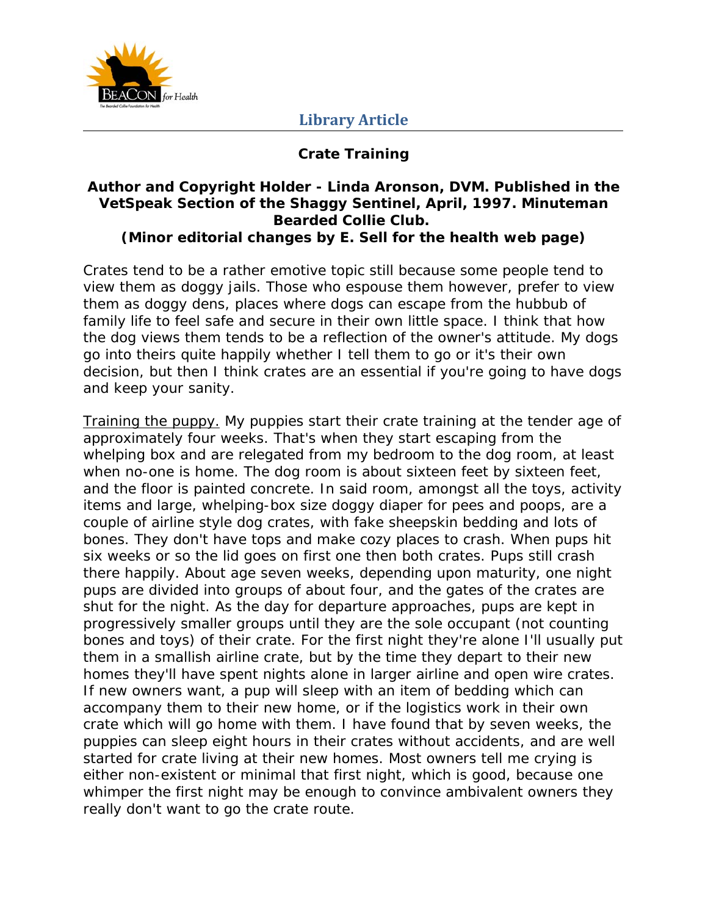**Library Article**

# Crate Training

**Author and Copyright Holder - Linda Aronson, DVM. Published in the VetSpeak Section of the Shaggy Sentinel, April, 1997. Minuteman Bearded Collie Club.**
**(Minor editorial changes by E. Sell for the health web page)**

Crates tend to be a rather emotive topic still because some people tend to view them as doggy jails. Those who espouse them however, prefer to view them as doggy dens, places where dogs can escape from the hubbub of family life to feel safe and secure in their own little space. I think that how the dog views them tends to be a reflection of the owner's attitude. My dogs go into theirs quite happily whether I tell them to go or it's their own decision, but then I think crates are an essential if you're going to have dogs and keep your sanity.

<u>Training the puppy.</u> My puppies start their crate training at the tender age of approximately four weeks. That's when they start escaping from the whelping box and are relegated from my bedroom to the dog room, at least when no-one is home. The dog room is about sixteen feet by sixteen feet, and the floor is painted concrete. In said room, amongst all the toys, activity items and large, whelping-box size doggy diaper for pees and poops, are a couple of airline style dog crates, with fake sheepskin bedding and lots of bones. They don't have tops and make cozy places to crash. When pups hit six weeks or so the lid goes on first one then both crates. Pups still crash there happily. About age seven weeks, depending upon maturity, one night pups are divided into groups of about four, and the gates of the crates are shut for the night. As the day for departure approaches, pups are kept in progressively smaller groups until they are the sole occupant (not counting bones and toys) of their crate. For the first night they're alone I'll usually put them in a smallish airline crate, but by the time they depart to their new homes they'll have spent nights alone in larger airline and open wire crates. If new owners want, a pup will sleep with an item of bedding which can accompany them to their new home, or if the logistics work in their own crate which will go home with them. I have found that by seven weeks, the puppies can sleep eight hours in their crates without accidents, and are well started for crate living at their new homes. Most owners tell me crying is either non-existent or minimal that first night, which is good, because one whimper the first night may be enough to convince ambivalent owners they really don't want to go the crate route.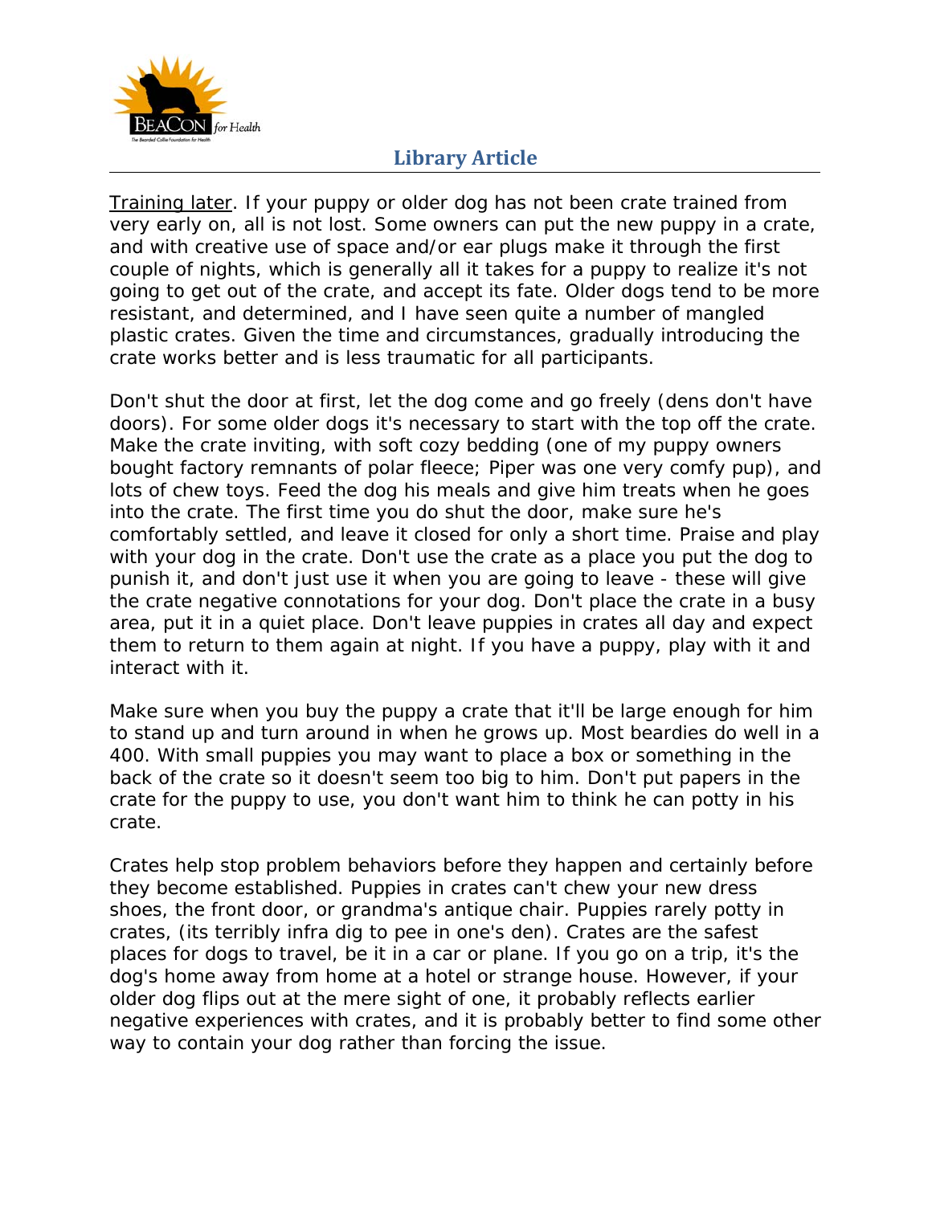Training later. If your puppy or older dog has not been crate trained from very early on, all is not lost. Some owners can put the new puppy in a crate, and with creative use of space and/or ear plugs make it through the first couple of nights, which is generally all it takes for a puppy to realize it's not going to get out of the crate, and accept its fate. Older dogs tend to be more resistant, and determined, and I have seen quite a number of mangled plastic crates. Given the time and circumstances, gradually introducing the crate works better and is less traumatic for all participants.

Don't shut the door at first, let the dog come and go freely (dens don't have doors). For some older dogs it's necessary to start with the top off the crate. Make the crate inviting, with soft cozy bedding (one of my puppy owners bought factory remnants of polar fleece; Piper was one very comfy pup), and lots of chew toys. Feed the dog his meals and give him treats when he goes into the crate. The first time you do shut the door, make sure he's comfortably settled, and leave it closed for only a short time. Praise and play with your dog in the crate. Don't use the crate as a place you put the dog to punish it, and don't just use it when you are going to leave - these will give the crate negative connotations for your dog. Don't place the crate in a busy area, put it in a quiet place. Don't leave puppies in crates all day and expect them to return to them again at night. If you have a puppy, play with it and interact with it.

Make sure when you buy the puppy a crate that it'll be large enough for him to stand up and turn around in when he grows up. Most beardies do well in a 400. With small puppies you may want to place a box or something in the back of the crate so it doesn't seem too big to him. Don't put papers in the crate for the puppy to use, you don't want him to think he can potty in his crate.

Crates help stop problem behaviors before they happen and certainly before they become established. Puppies in crates can't chew your new dress shoes, the front door, or grandma's antique chair. Puppies rarely potty in crates, (its terribly infra dig to pee in one's den). Crates are the safest places for dogs to travel, be it in a car or plane. If you go on a trip, it's the dog's home away from home at a hotel or strange house. However, if your older dog flips out at the mere sight of one, it probably reflects earlier negative experiences with crates, and it is probably better to find some other way to contain your dog rather than forcing the issue.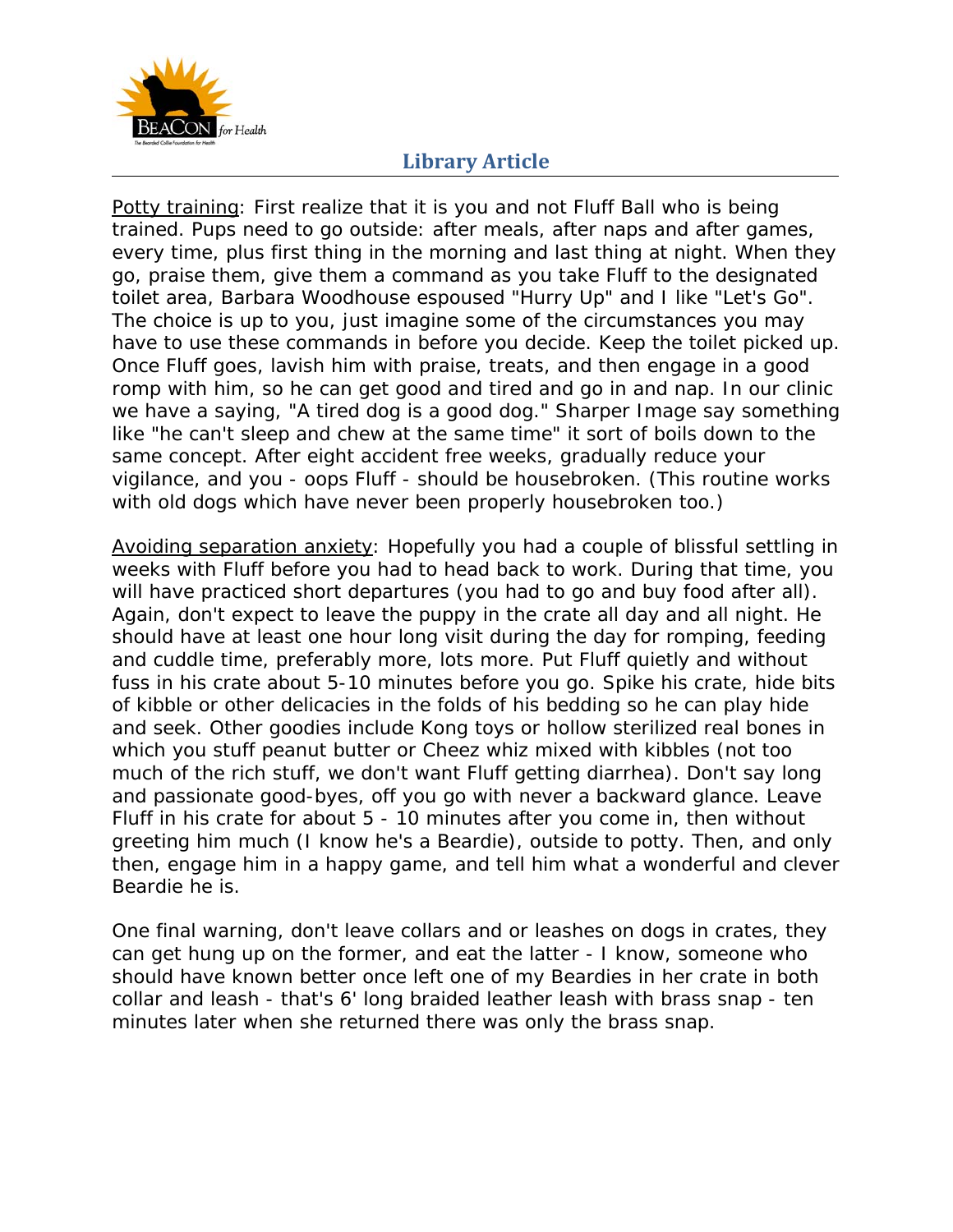Potty training: First realize that it is you and not Fluff Ball who is being trained. Pups need to go outside: after meals, after naps and after games, every time, plus first thing in the morning and last thing at night. When they go, praise them, give them a command as you take Fluff to the designated toilet area, Barbara Woodhouse espoused "Hurry Up" and I like "Let's Go". The choice is up to you, just imagine some of the circumstances you may have to use these commands in before you decide. Keep the toilet picked up. Once Fluff goes, lavish him with praise, treats, and then engage in a good romp with him, so he can get good and tired and go in and nap. In our clinic we have a saying, "A tired dog is a good dog." Sharper Image say something like "he can't sleep and chew at the same time" it sort of boils down to the same concept. After eight accident free weeks, gradually reduce your vigilance, and you - oops Fluff - should be housebroken. (This routine works with old dogs which have never been properly housebroken too.)

Avoiding separation anxiety: Hopefully you had a couple of blissful settling in weeks with Fluff before you had to head back to work. During that time, you will have practiced short departures (you had to go and buy food after all). Again, don't expect to leave the puppy in the crate all day and all night. He should have at least one hour long visit during the day for romping, feeding and cuddle time, preferably more, lots more. Put Fluff quietly and without fuss in his crate about 5-10 minutes before you go. Spike his crate, hide bits of kibble or other delicacies in the folds of his bedding so he can play hide and seek. Other goodies include Kong toys or hollow sterilized real bones in which you stuff peanut butter or Cheez whiz mixed with kibbles (not too much of the rich stuff, we don't want Fluff getting diarrhea). Don't say long and passionate good-byes, off you go with never a backward glance. Leave Fluff in his crate for about 5 - 10 minutes after you come in, then without greeting him much (I know he's a Beardie), outside to potty. Then, and only then, engage him in a happy game, and tell him what a wonderful and clever Beardie he is.

One final warning, don't leave collars and or leashes on dogs in crates, they can get hung up on the former, and eat the latter - I know, someone who should have known better once left one of my Beardies in her crate in both collar and leash - that's 6' long braided leather leash with brass snap - ten minutes later when she returned there was only the brass snap.